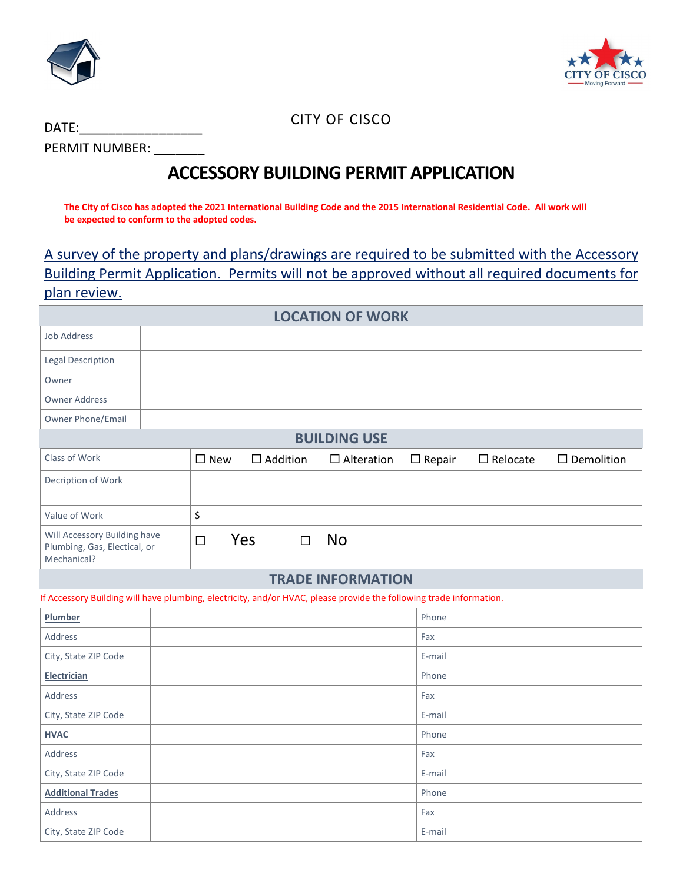DATE:_________________

CITY OF CISCO

PERMIT NUMBER: _______

# ACCESSORY BUILDING PERMIT APPLICATION

**The City of Cisco has adopted the 2021 International Building Code and the 2015 International Residential Code. All work will be expected to conform to the adopted codes.**

A survey of the property and plans/drawings are required to be submitted with the Accessory Building Permit Application. Permits will not be approved without all required documents for plan review.

| LOCATION OF WORK | |
|---|---|
| Job Address | |
| Legal Description | |
| Owner | |
| Owner Address | |
| Owner Phone/Email | |

| BUILDING USE | |
|---|---|
| Class of Work | ☐ New ☐ Addition ☐ Alteration ☐ Repair ☐ Relocate ☐ Demolition |
| Decription of Work | |
| Value of Work | $ |
| Will Accessory Building have Plumbing, Gas, Electical, or Mechanical? | ☐ Yes ☐ No |

## TRADE INFORMATION

If Accessory Building will have plumbing, electricity, and/or HVAC, please provide the following trade information.

| | | | |
|---|---|---|---|
| **Plumber** | | Phone | |
| Address | | Fax | |
| City, State ZIP Code | | E-mail | |
| **Electrician** | | Phone | |
| Address | | Fax | |
| City, State ZIP Code | | E-mail | |
| **HVAC** | | Phone | |
| Address | | Fax | |
| City, State ZIP Code | | E-mail | |
| **Additional Trades** | | Phone | |
| Address | | Fax | |
| City, State ZIP Code | | E-mail | |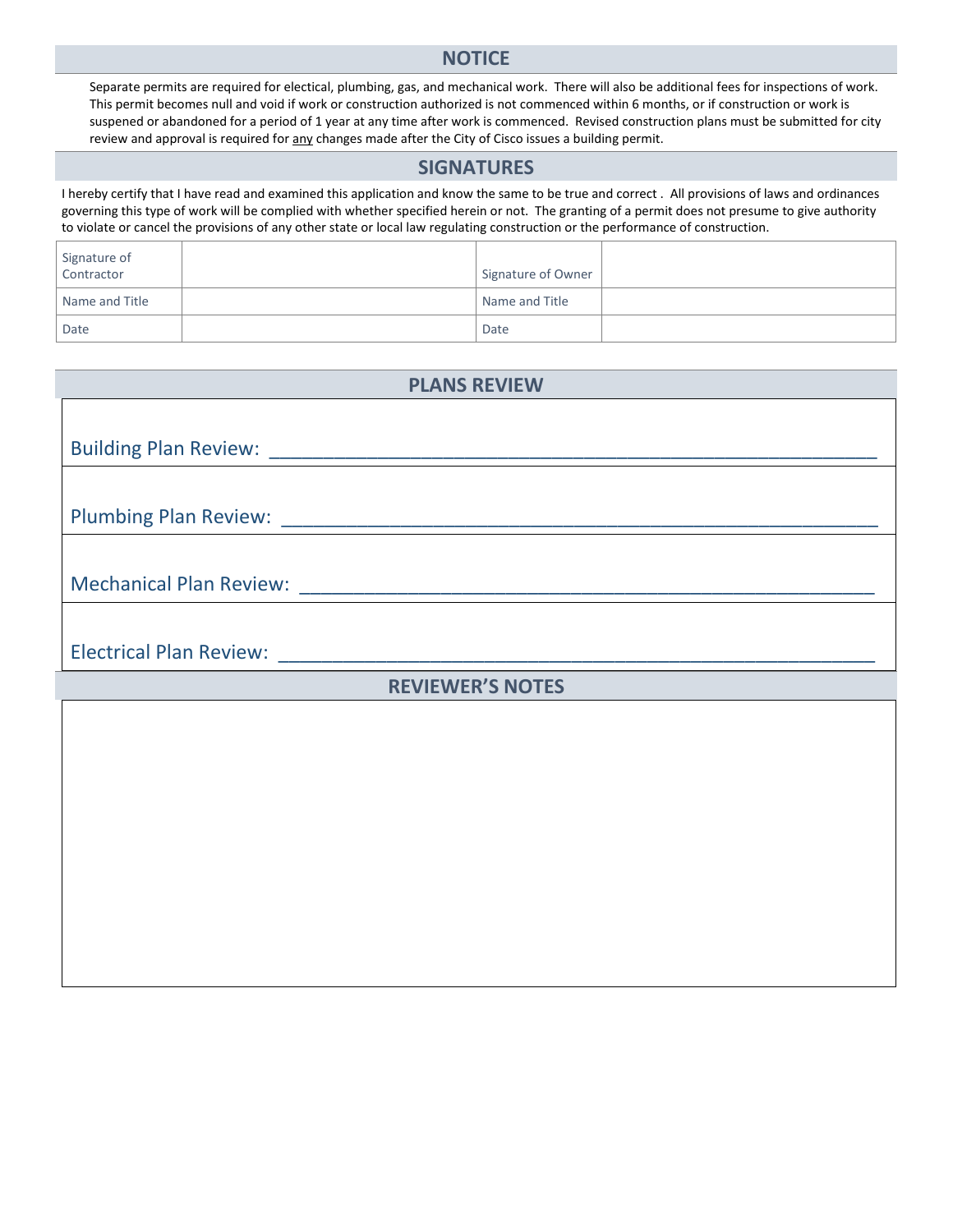## NOTICE

Separate permits are required for electical, plumbing, gas, and mechanical work. There will also be additional fees for inspections of work. This permit becomes null and void if work or construction authorized is not commenced within 6 months, or if construction or work is suspened or abandoned for a period of 1 year at any time after work is commenced. Revised construction plans must be submitted for city review and approval is required for any changes made after the City of Cisco issues a building permit.

## SIGNATURES

I hereby certify that I have read and examined this application and know the same to be true and correct . All provisions of laws and ordinances governing this type of work will be complied with whether specified herein or not. The granting of a permit does not presume to give authority to violate or cancel the provisions of any other state or local law regulating construction or the performance of construction.

| | | | |
|---|---|---|---|
| Signature of Contractor | | Signature of Owner | |
| Name and Title | | Name and Title | |
| Date | | Date | |

## PLANS REVIEW

Building Plan Review: ____________________________________________________________

Plumbing Plan Review: ____________________________________________________________

Mechanical Plan Review: ____________________________________________________________

Electrical Plan Review: ____________________________________________________________

## REVIEWER'S NOTES